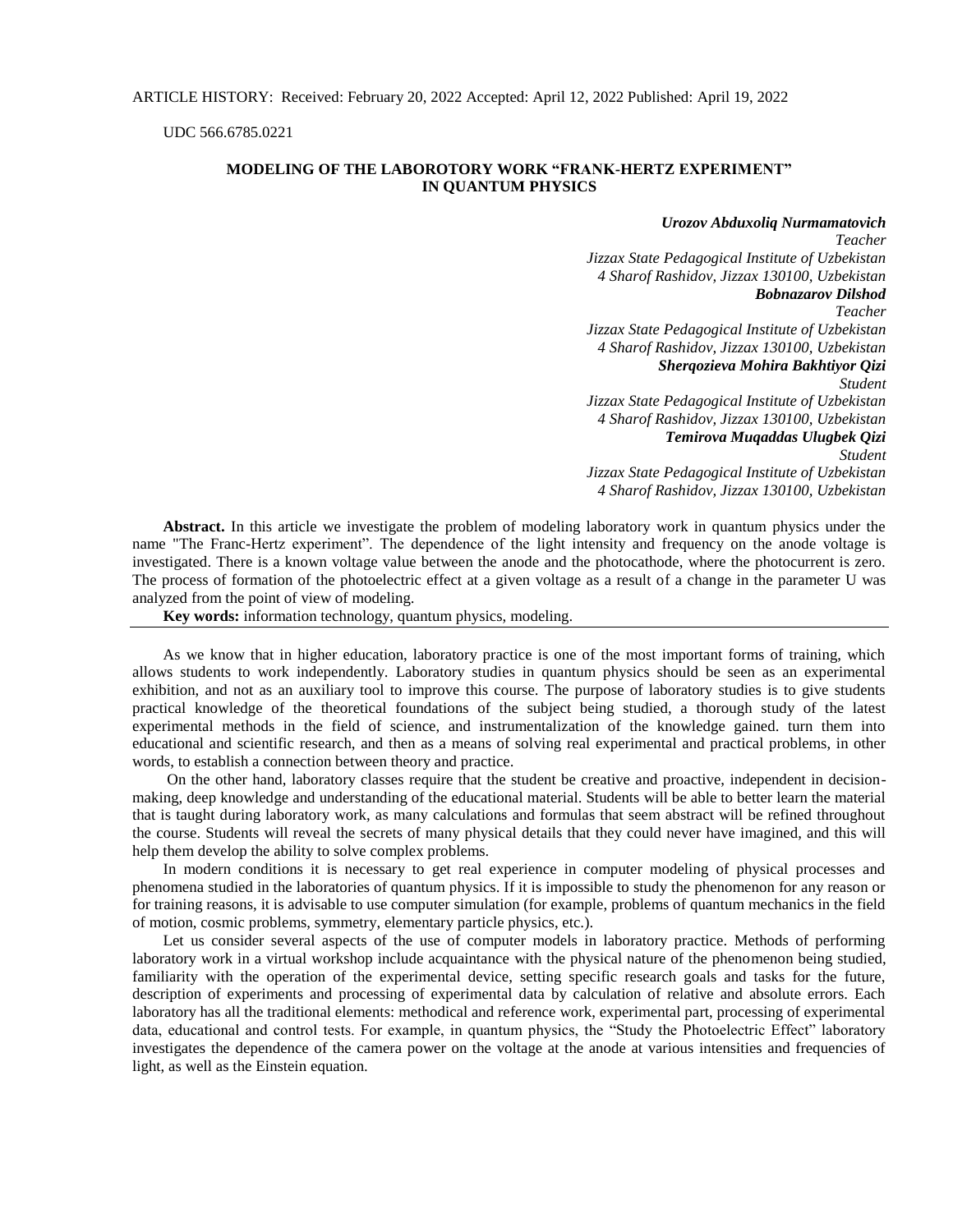ARTICLE HISTORY: Received: February 20, 2022 Accepted: April 12, 2022 Published: April 19, 2022

UDC 566.6785.0221

# MODELING OF THE LABOROTORY WORK "FRANK-HERTZ EXPERIMENT" IN QUANTUM PHYSICS

***Urozov Abduxoliq Nurmamatovich***
*Teacher*
*Jizzax State Pedagogical Institute of Uzbekistan*
*4 Sharof Rashidov, Jizzax 130100, Uzbekistan*

***Bobnazarov Dilshod***
*Teacher*
*Jizzax State Pedagogical Institute of Uzbekistan*
*4 Sharof Rashidov, Jizzax 130100, Uzbekistan*

***Sherqozieva Mohira Bakhtiyor Qizi***
*Student*
*Jizzax State Pedagogical Institute of Uzbekistan*
*4 Sharof Rashidov, Jizzax 130100, Uzbekistan*

***Temirova Muqaddas Ulugbek Qizi***
*Student*
*Jizzax State Pedagogical Institute of Uzbekistan*
*4 Sharof Rashidov, Jizzax 130100, Uzbekistan*

**Abstract.** In this article we investigate the problem of modeling laboratory work in quantum physics under the name "The Franc-Hertz experiment". The dependence of the light intensity and frequency on the anode voltage is investigated. There is a known voltage value between the anode and the photocathode, where the photocurrent is zero. The process of formation of the photoelectric effect at a given voltage as a result of a change in the parameter U was analyzed from the point of view of modeling.

**Key words:** information technology, quantum physics, modeling.

---

As we know that in higher education, laboratory practice is one of the most important forms of training, which allows students to work independently. Laboratory studies in quantum physics should be seen as an experimental exhibition, and not as an auxiliary tool to improve this course. The purpose of laboratory studies is to give students practical knowledge of the theoretical foundations of the subject being studied, a thorough study of the latest experimental methods in the field of science, and instrumentalization of the knowledge gained. turn them into educational and scientific research, and then as a means of solving real experimental and practical problems, in other words, to establish a connection between theory and practice.

On the other hand, laboratory classes require that the student be creative and proactive, independent in decision-making, deep knowledge and understanding of the educational material. Students will be able to better learn the material that is taught during laboratory work, as many calculations and formulas that seem abstract will be refined throughout the course. Students will reveal the secrets of many physical details that they could never have imagined, and this will help them develop the ability to solve complex problems.

In modern conditions it is necessary to get real experience in computer modeling of physical processes and phenomena studied in the laboratories of quantum physics. If it is impossible to study the phenomenon for any reason or for training reasons, it is advisable to use computer simulation (for example, problems of quantum mechanics in the field of motion, cosmic problems, symmetry, elementary particle physics, etc.).

Let us consider several aspects of the use of computer models in laboratory practice. Methods of performing laboratory work in a virtual workshop include acquaintance with the physical nature of the phenomenon being studied, familiarity with the operation of the experimental device, setting specific research goals and tasks for the future, description of experiments and processing of experimental data by calculation of relative and absolute errors. Each laboratory has all the traditional elements: methodical and reference work, experimental part, processing of experimental data, educational and control tests. For example, in quantum physics, the "Study the Photoelectric Effect" laboratory investigates the dependence of the camera power on the voltage at the anode at various intensities and frequencies of light, as well as the Einstein equation.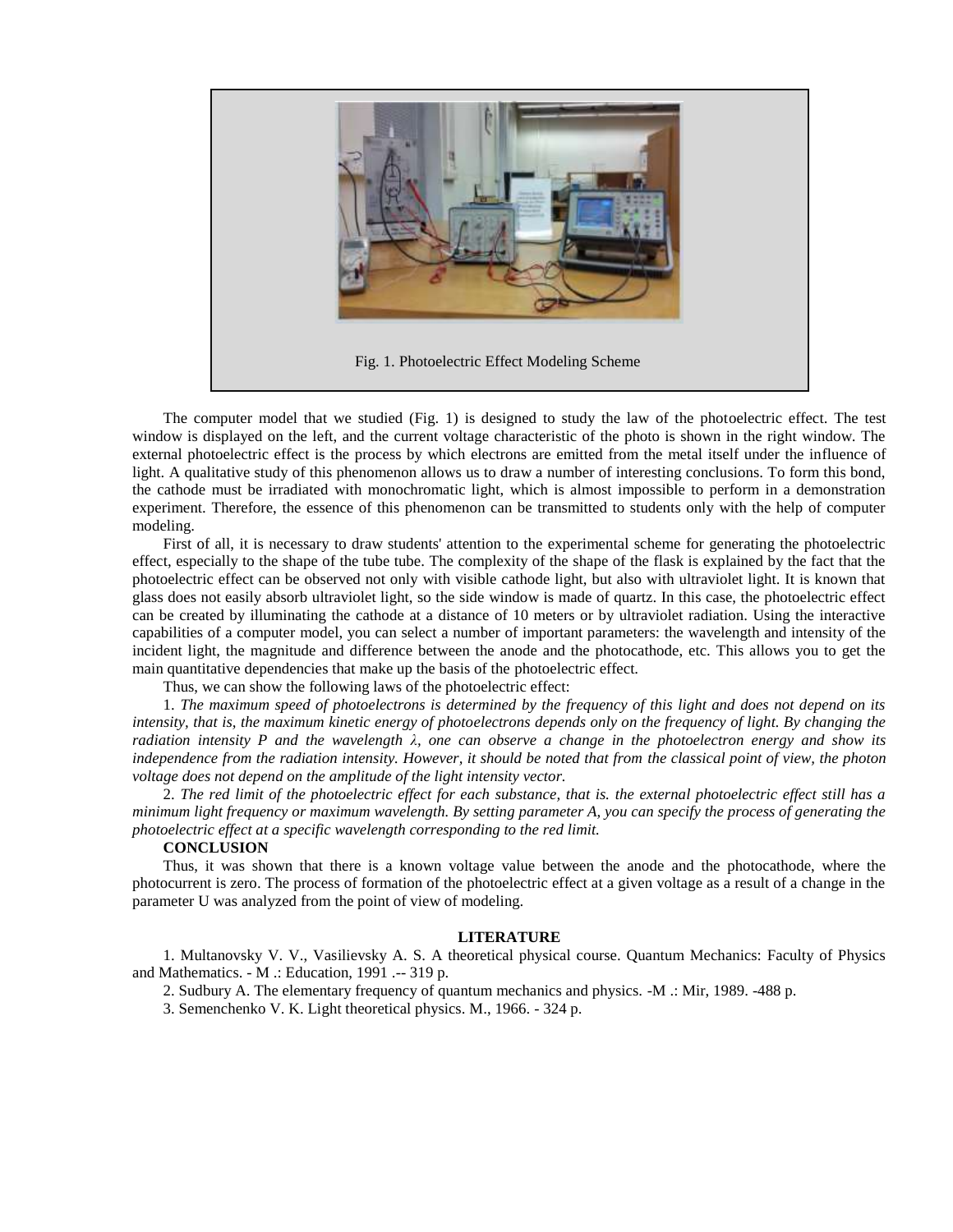Fig. 1. Photoelectric Effect Modeling Scheme

The computer model that we studied (Fig. 1) is designed to study the law of the photoelectric effect. The test window is displayed on the left, and the current voltage characteristic of the photo is shown in the right window. The external photoelectric effect is the process by which electrons are emitted from the metal itself under the influence of light. A qualitative study of this phenomenon allows us to draw a number of interesting conclusions. To form this bond, the cathode must be irradiated with monochromatic light, which is almost impossible to perform in a demonstration experiment. Therefore, the essence of this phenomenon can be transmitted to students only with the help of computer modeling.

First of all, it is necessary to draw students' attention to the experimental scheme for generating the photoelectric effect, especially to the shape of the tube tube. The complexity of the shape of the flask is explained by the fact that the photoelectric effect can be observed not only with visible cathode light, but also with ultraviolet light. It is known that glass does not easily absorb ultraviolet light, so the side window is made of quartz. In this case, the photoelectric effect can be created by illuminating the cathode at a distance of 10 meters or by ultraviolet radiation. Using the interactive capabilities of a computer model, you can select a number of important parameters: the wavelength and intensity of the incident light, the magnitude and difference between the anode and the photocathode, etc. This allows you to get the main quantitative dependencies that make up the basis of the photoelectric effect.

Thus, we can show the following laws of the photoelectric effect:

1. *The maximum speed of photoelectrons is determined by the frequency of this light and does not depend on its intensity, that is, the maximum kinetic energy of photoelectrons depends only on the frequency of light. By changing the radiation intensity P and the wavelength $\lambda$, one can observe a change in the photoelectron energy and show its independence from the radiation intensity. However, it should be noted that from the classical point of view, the photon voltage does not depend on the amplitude of the light intensity vector.*

2. *The red limit of the photoelectric effect for each substance, that is. the external photoelectric effect still has a minimum light frequency or maximum wavelength. By setting parameter A, you can specify the process of generating the photoelectric effect at a specific wavelength corresponding to the red limit.*

**CONCLUSION**

Thus, it was shown that there is a known voltage value between the anode and the photocathode, where the photocurrent is zero. The process of formation of the photoelectric effect at a given voltage as a result of a change in the parameter U was analyzed from the point of view of modeling.

**LITERATURE**

1. Multanovsky V. V., Vasilievsky A. S. A theoretical physical course. Quantum Mechanics: Faculty of Physics and Mathematics. - M .: Education, 1991 .-- 319 p.
2. Sudbury A. The elementary frequency of quantum mechanics and physics. -M .: Mir, 1989. -488 p.
3. Semenchenko V. K. Light theoretical physics. M., 1966. - 324 p.